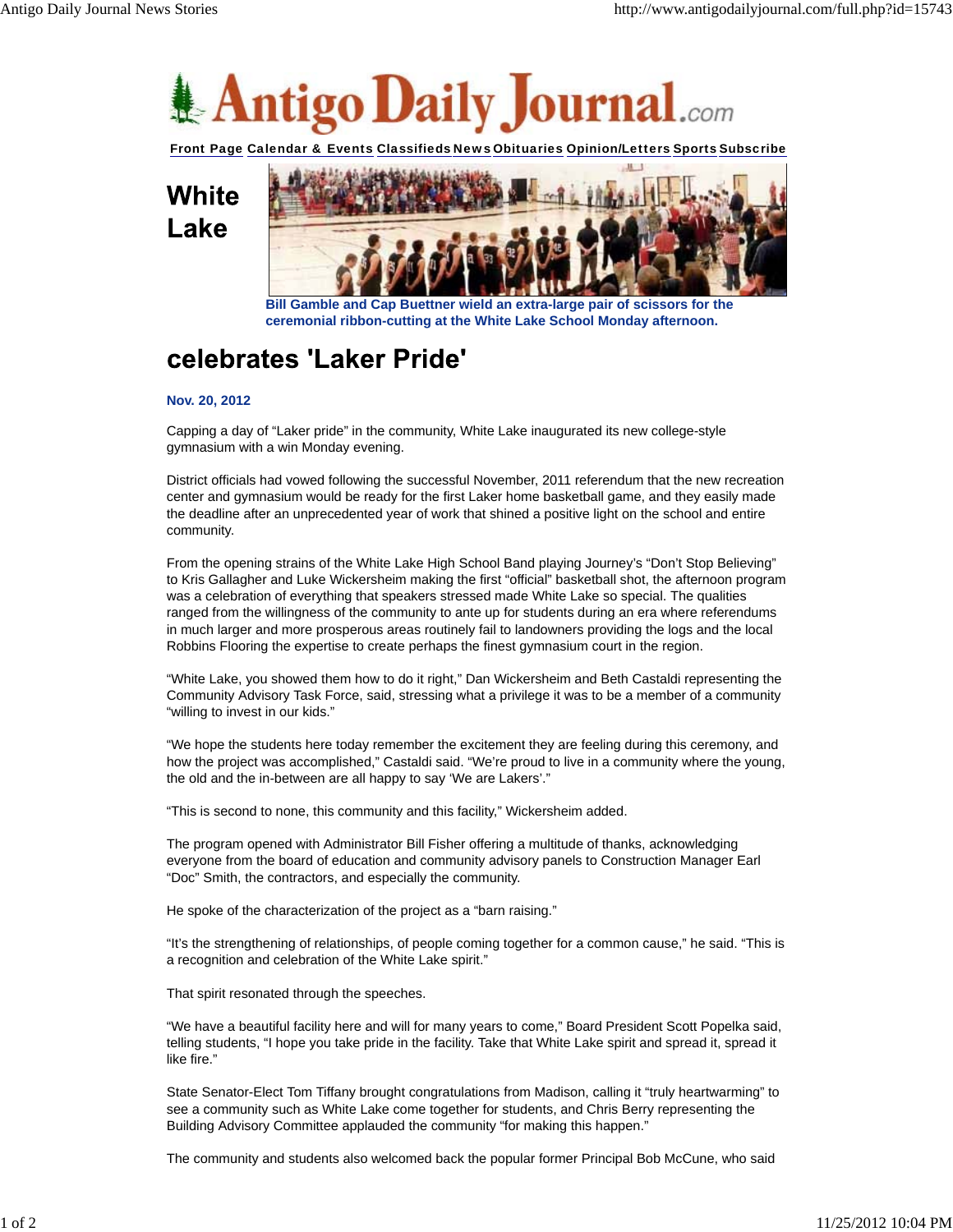# White Lake celebrates 'Laker Pride'

Bill Gamble and Cap Buettner wield an extra-large pair of scissors for the ceremonial ribbon-cutting at the White Lake School Monday afternoon.

**Nov. 20, 2012**

Capping a day of "Laker pride" in the community, White Lake inaugurated its new college-style gymnasium with a win Monday evening.

District officials had vowed following the successful November, 2011 referendum that the new recreation center and gymnasium would be ready for the first Laker home basketball game, and they easily made the deadline after an unprecedented year of work that shined a positive light on the school and entire community.

From the opening strains of the White Lake High School Band playing Journey's "Don't Stop Believing" to Kris Gallagher and Luke Wickersheim making the first "official" basketball shot, the afternoon program was a celebration of everything that speakers stressed made White Lake so special. The qualities ranged from the willingness of the community to ante up for students during an era where referendums in much larger and more prosperous areas routinely fail to landowners providing the logs and the local Robbins Flooring the expertise to create perhaps the finest gymnasium court in the region.

"White Lake, you showed them how to do it right," Dan Wickersheim and Beth Castaldi representing the Community Advisory Task Force, said, stressing what a privilege it was to be a member of a community "willing to invest in our kids."

"We hope the students here today remember the excitement they are feeling during this ceremony, and how the project was accomplished," Castaldi said. "We're proud to live in a community where the young, the old and the in-between are all happy to say 'We are Lakers'."

"This is second to none, this community and this facility," Wickersheim added.

The program opened with Administrator Bill Fisher offering a multitude of thanks, acknowledging everyone from the board of education and community advisory panels to Construction Manager Earl "Doc" Smith, the contractors, and especially the community.

He spoke of the characterization of the project as a "barn raising."

"It's the strengthening of relationships, of people coming together for a common cause," he said. "This is a recognition and celebration of the White Lake spirit."

That spirit resonated through the speeches.

"We have a beautiful facility here and will for many years to come," Board President Scott Popelka said, telling students, "I hope you take pride in the facility. Take that White Lake spirit and spread it, spread it like fire."

State Senator-Elect Tom Tiffany brought congratulations from Madison, calling it "truly heartwarming" to see a community such as White Lake come together for students, and Chris Berry representing the Building Advisory Committee applauded the community "for making this happen."

The community and students also welcomed back the popular former Principal Bob McCune, who said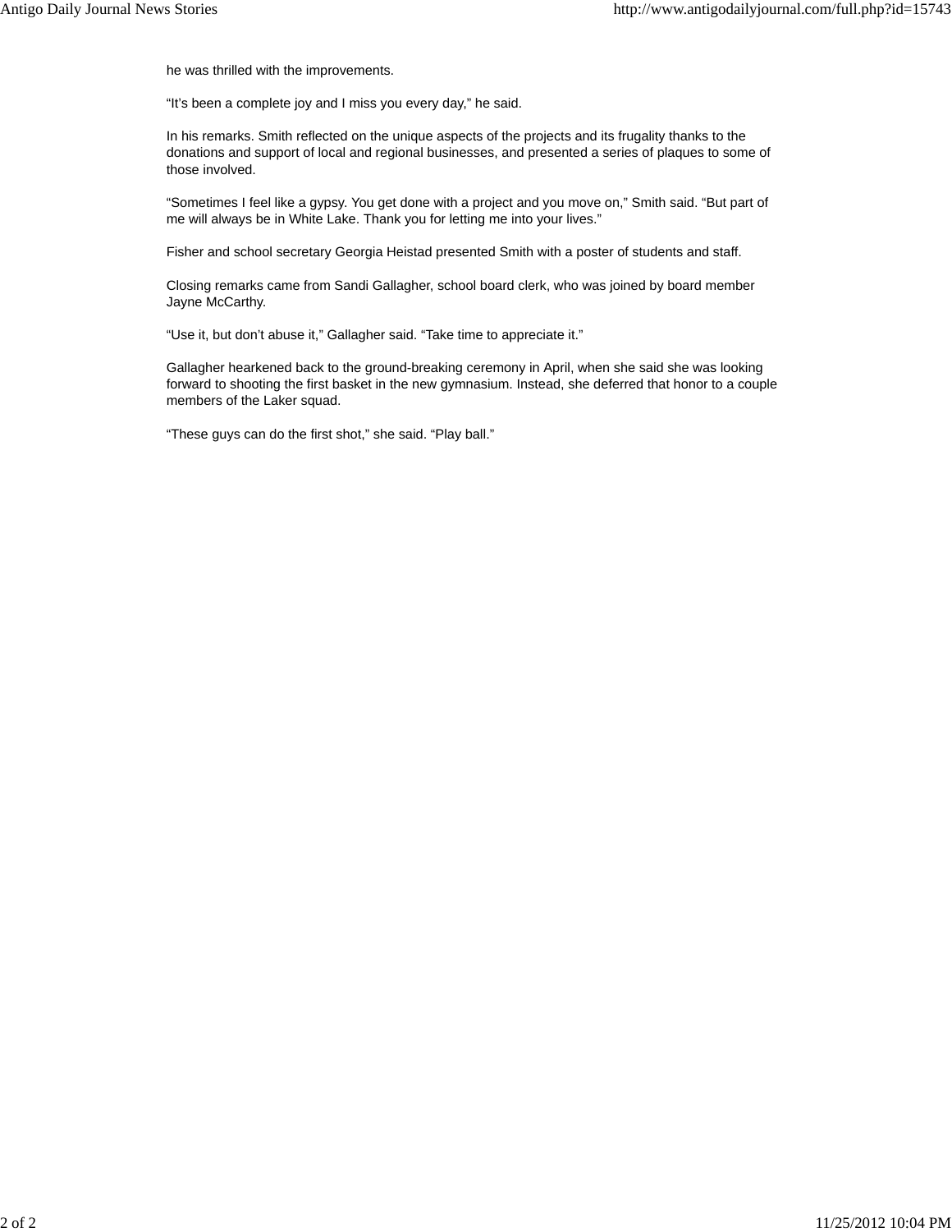he was thrilled with the improvements.

“It’s been a complete joy and I miss you every day,” he said.

In his remarks. Smith reflected on the unique aspects of the projects and its frugality thanks to the donations and support of local and regional businesses, and presented a series of plaques to some of those involved.

“Sometimes I feel like a gypsy. You get done with a project and you move on,” Smith said. “But part of me will always be in White Lake. Thank you for letting me into your lives.”

Fisher and school secretary Georgia Heistad presented Smith with a poster of students and staff.

Closing remarks came from Sandi Gallagher, school board clerk, who was joined by board member Jayne McCarthy.

“Use it, but don’t abuse it,” Gallagher said. “Take time to appreciate it.”

Gallagher hearkened back to the ground-breaking ceremony in April, when she said she was looking forward to shooting the first basket in the new gymnasium. Instead, she deferred that honor to a couple members of the Laker squad.

“These guys can do the first shot,” she said. “Play ball.”